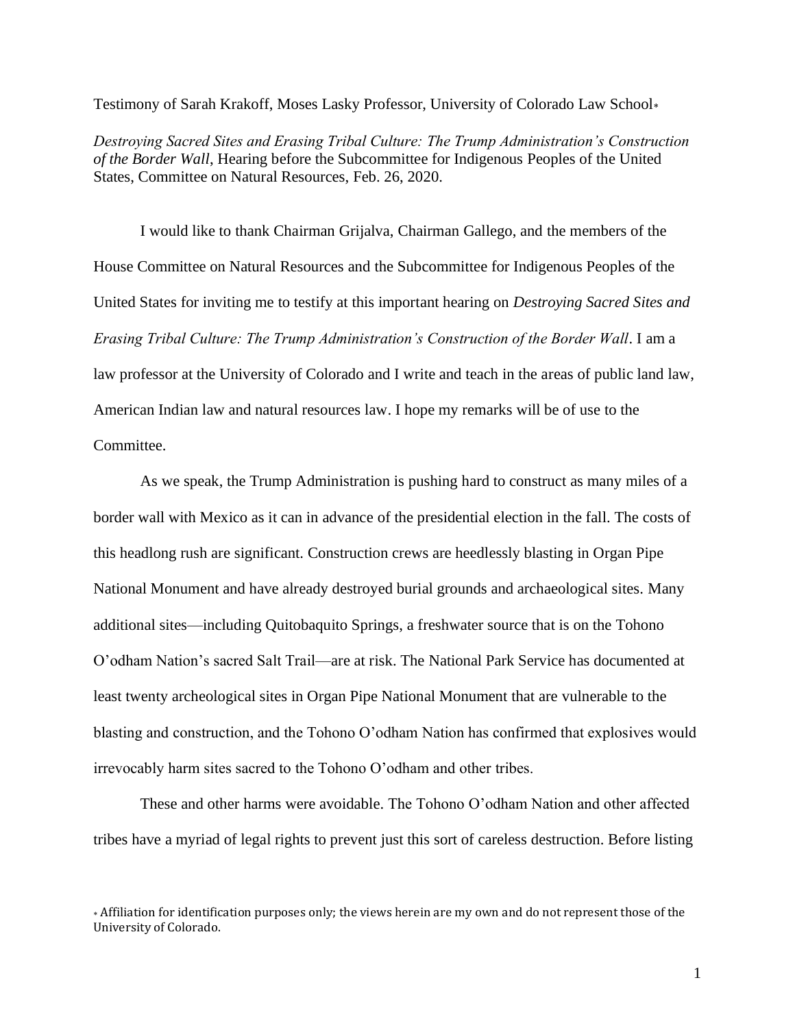Testimony of Sarah Krakoff, Moses Lasky Professor, University of Colorado Law School*

*Destroying Sacred Sites and Erasing Tribal Culture: The Trump Administration's Construction of the Border Wall*, Hearing before the Subcommittee for Indigenous Peoples of the United States, Committee on Natural Resources, Feb. 26, 2020.

I would like to thank Chairman Grijalva, Chairman Gallego, and the members of the House Committee on Natural Resources and the Subcommittee for Indigenous Peoples of the United States for inviting me to testify at this important hearing on *Destroying Sacred Sites and Erasing Tribal Culture: The Trump Administration's Construction of the Border Wall*. I am a law professor at the University of Colorado and I write and teach in the areas of public land law, American Indian law and natural resources law. I hope my remarks will be of use to the Committee.

As we speak, the Trump Administration is pushing hard to construct as many miles of a border wall with Mexico as it can in advance of the presidential election in the fall. The costs of this headlong rush are significant. Construction crews are heedlessly blasting in Organ Pipe National Monument and have already destroyed burial grounds and archaeological sites. Many additional sites—including Quitobaquito Springs, a freshwater source that is on the Tohono O'odham Nation's sacred Salt Trail—are at risk. The National Park Service has documented at least twenty archeological sites in Organ Pipe National Monument that are vulnerable to the blasting and construction, and the Tohono O'odham Nation has confirmed that explosives would irrevocably harm sites sacred to the Tohono O'odham and other tribes.

These and other harms were avoidable. The Tohono O'odham Nation and other affected tribes have a myriad of legal rights to prevent just this sort of careless destruction. Before listing

* Affiliation for identification purposes only; the views herein are my own and do not represent those of the University of Colorado.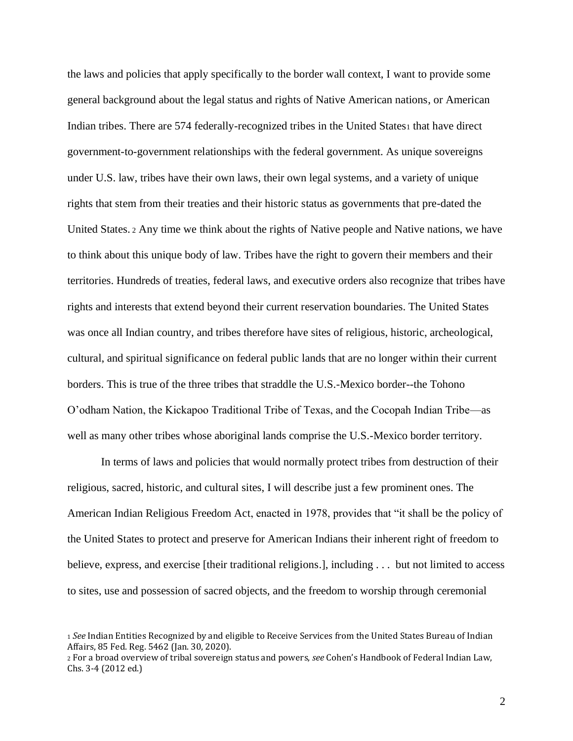the laws and policies that apply specifically to the border wall context, I want to provide some general background about the legal status and rights of Native American nations, or American Indian tribes. There are 574 federally-recognized tribes in the United States[1] that have direct government-to-government relationships with the federal government. As unique sovereigns under U.S. law, tribes have their own laws, their own legal systems, and a variety of unique rights that stem from their treaties and their historic status as governments that pre-dated the United States. [2] Any time we think about the rights of Native people and Native nations, we have to think about this unique body of law. Tribes have the right to govern their members and their territories. Hundreds of treaties, federal laws, and executive orders also recognize that tribes have rights and interests that extend beyond their current reservation boundaries. The United States was once all Indian country, and tribes therefore have sites of religious, historic, archeological, cultural, and spiritual significance on federal public lands that are no longer within their current borders. This is true of the three tribes that straddle the U.S.-Mexico border--the Tohono O'odham Nation, the Kickapoo Traditional Tribe of Texas, and the Cocopah Indian Tribe—as well as many other tribes whose aboriginal lands comprise the U.S.-Mexico border territory.

In terms of laws and policies that would normally protect tribes from destruction of their religious, sacred, historic, and cultural sites, I will describe just a few prominent ones. The American Indian Religious Freedom Act, enacted in 1978, provides that "it shall be the policy of the United States to protect and preserve for American Indians their inherent right of freedom to believe, express, and exercise [their traditional religions.], including . . . but not limited to access to sites, use and possession of sacred objects, and the freedom to worship through ceremonial

[1] *See* Indian Entities Recognized by and eligible to Receive Services from the United States Bureau of Indian Affairs, 85 Fed. Reg. 5462 (Jan. 30, 2020).

[2] For a broad overview of tribal sovereign status and powers, *see* Cohen's Handbook of Federal Indian Law, Chs. 3-4 (2012 ed.)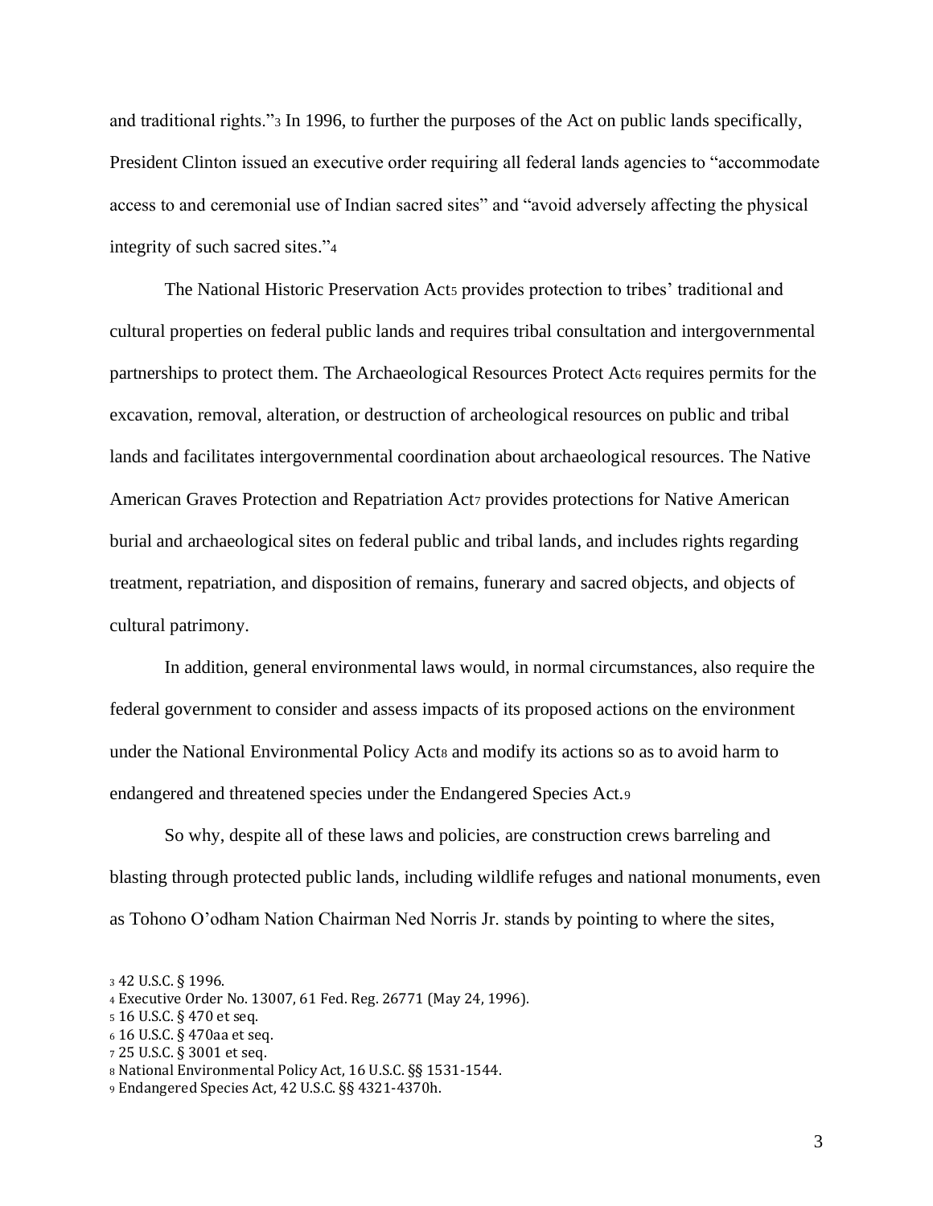and traditional rights."[3] In 1996, to further the purposes of the Act on public lands specifically, President Clinton issued an executive order requiring all federal lands agencies to "accommodate access to and ceremonial use of Indian sacred sites" and "avoid adversely affecting the physical integrity of such sacred sites."[4]

The National Historic Preservation Act[5] provides protection to tribes' traditional and cultural properties on federal public lands and requires tribal consultation and intergovernmental partnerships to protect them. The Archaeological Resources Protect Act[6] requires permits for the excavation, removal, alteration, or destruction of archeological resources on public and tribal lands and facilitates intergovernmental coordination about archaeological resources. The Native American Graves Protection and Repatriation Act[7] provides protections for Native American burial and archaeological sites on federal public and tribal lands, and includes rights regarding treatment, repatriation, and disposition of remains, funerary and sacred objects, and objects of cultural patrimony.

In addition, general environmental laws would, in normal circumstances, also require the federal government to consider and assess impacts of its proposed actions on the environment under the National Environmental Policy Act[8] and modify its actions so as to avoid harm to endangered and threatened species under the Endangered Species Act.[9]

So why, despite all of these laws and policies, are construction crews barreling and blasting through protected public lands, including wildlife refuges and national monuments, even as Tohono O'odham Nation Chairman Ned Norris Jr. stands by pointing to where the sites,

---

[3] 42 U.S.C. § 1996.

[4] Executive Order No. 13007, 61 Fed. Reg. 26771 (May 24, 1996).

[5] 16 U.S.C. § 470 et seq.

[6] 16 U.S.C. § 470aa et seq.

[7] 25 U.S.C. § 3001 et seq.

[8] National Environmental Policy Act, 16 U.S.C. §§ 1531-1544.

[9] Endangered Species Act, 42 U.S.C. §§ 4321-4370h.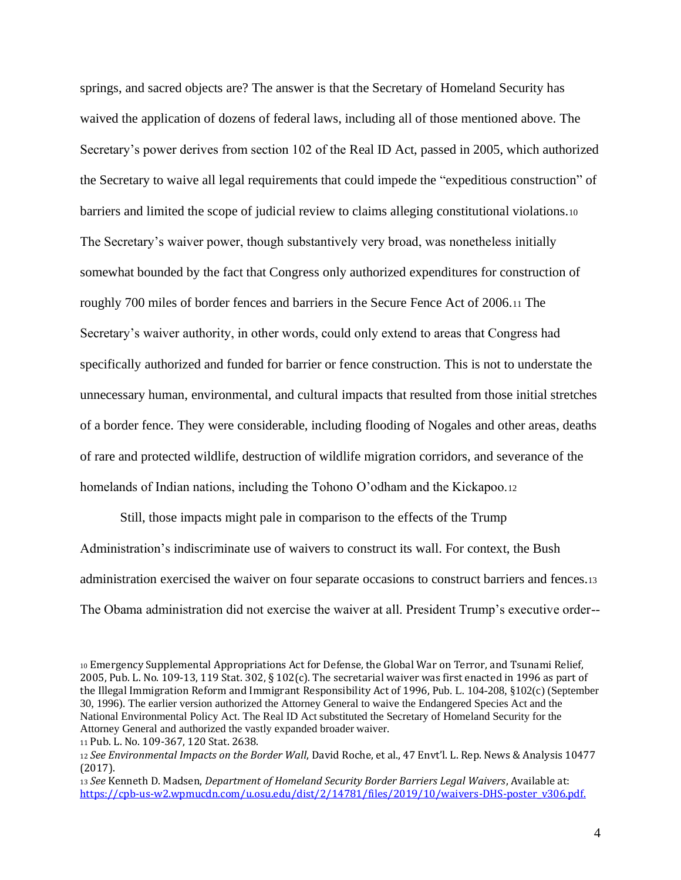springs, and sacred objects are? The answer is that the Secretary of Homeland Security has waived the application of dozens of federal laws, including all of those mentioned above. The Secretary's power derives from section 102 of the Real ID Act, passed in 2005, which authorized the Secretary to waive all legal requirements that could impede the "expeditious construction" of barriers and limited the scope of judicial review to claims alleging constitutional violations.[10] The Secretary's waiver power, though substantively very broad, was nonetheless initially somewhat bounded by the fact that Congress only authorized expenditures for construction of roughly 700 miles of border fences and barriers in the Secure Fence Act of 2006.[11] The Secretary's waiver authority, in other words, could only extend to areas that Congress had specifically authorized and funded for barrier or fence construction. This is not to understate the unnecessary human, environmental, and cultural impacts that resulted from those initial stretches of a border fence. They were considerable, including flooding of Nogales and other areas, deaths of rare and protected wildlife, destruction of wildlife migration corridors, and severance of the homelands of Indian nations, including the Tohono O'odham and the Kickapoo.[12]

Still, those impacts might pale in comparison to the effects of the Trump Administration's indiscriminate use of waivers to construct its wall. For context, the Bush administration exercised the waiver on four separate occasions to construct barriers and fences.[13] The Obama administration did not exercise the waiver at all. President Trump's executive order--

---

[10] Emergency Supplemental Appropriations Act for Defense, the Global War on Terror, and Tsunami Relief, 2005, Pub. L. No. 109-13, 119 Stat. 302, § 102(c). The secretarial waiver was first enacted in 1996 as part of the Illegal Immigration Reform and Immigrant Responsibility Act of 1996, Pub. L. 104-208, §102(c) (September 30, 1996). The earlier version authorized the Attorney General to waive the Endangered Species Act and the National Environmental Policy Act. The Real ID Act substituted the Secretary of Homeland Security for the Attorney General and authorized the vastly expanded broader waiver.

[11] Pub. L. No. 109-367, 120 Stat. 2638.

[12] *See Environmental Impacts on the Border Wall*, David Roche, et al., 47 Envt'l. L. Rep. News & Analysis 10477 (2017).

[13] *See* Kenneth D. Madsen, *Department of Homeland Security Border Barriers Legal Waivers*, Available at: https://cpb-us-w2.wpmucdn.com/u.osu.edu/dist/2/14781/files/2019/10/waivers-DHS-poster_v306.pdf.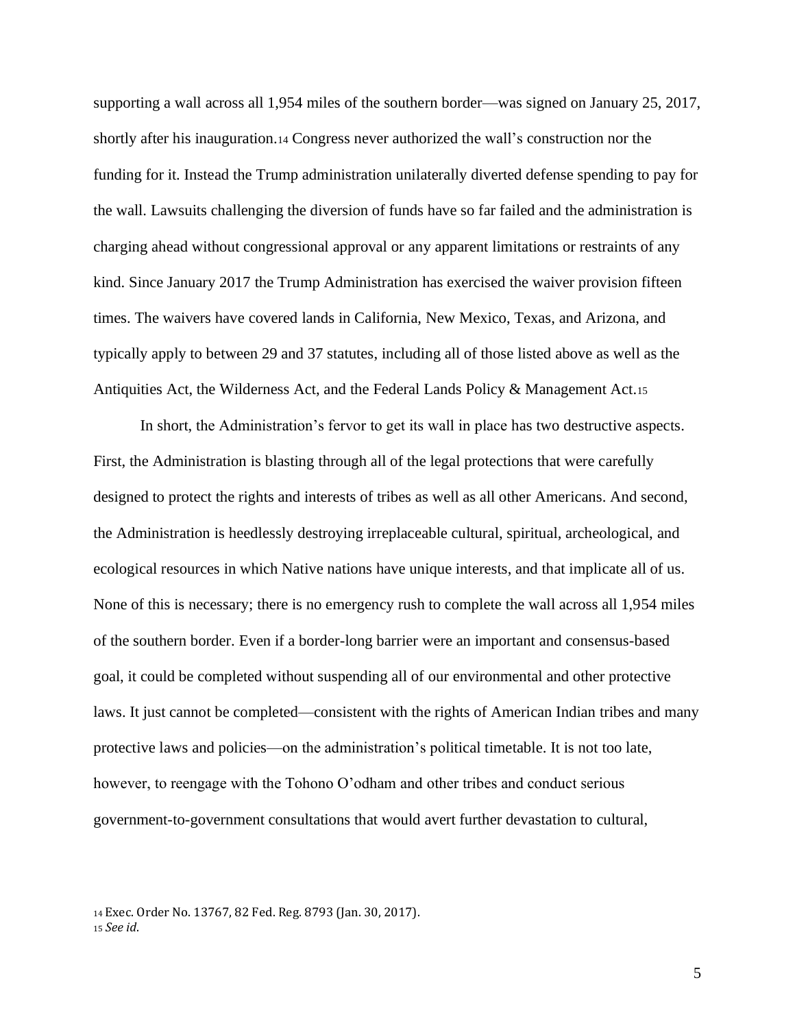supporting a wall across all 1,954 miles of the southern border—was signed on January 25, 2017, shortly after his inauguration.[14] Congress never authorized the wall's construction nor the funding for it. Instead the Trump administration unilaterally diverted defense spending to pay for the wall. Lawsuits challenging the diversion of funds have so far failed and the administration is charging ahead without congressional approval or any apparent limitations or restraints of any kind. Since January 2017 the Trump Administration has exercised the waiver provision fifteen times. The waivers have covered lands in California, New Mexico, Texas, and Arizona, and typically apply to between 29 and 37 statutes, including all of those listed above as well as the Antiquities Act, the Wilderness Act, and the Federal Lands Policy & Management Act.[15]

In short, the Administration's fervor to get its wall in place has two destructive aspects. First, the Administration is blasting through all of the legal protections that were carefully designed to protect the rights and interests of tribes as well as all other Americans. And second, the Administration is heedlessly destroying irreplaceable cultural, spiritual, archeological, and ecological resources in which Native nations have unique interests, and that implicate all of us. None of this is necessary; there is no emergency rush to complete the wall across all 1,954 miles of the southern border. Even if a border-long barrier were an important and consensus-based goal, it could be completed without suspending all of our environmental and other protective laws. It just cannot be completed—consistent with the rights of American Indian tribes and many protective laws and policies—on the administration's political timetable. It is not too late, however, to reengage with the Tohono O'odham and other tribes and conduct serious government-to-government consultations that would avert further devastation to cultural,

[14] Exec. Order No. 13767, 82 Fed. Reg. 8793 (Jan. 30, 2017).
[15] *See id.*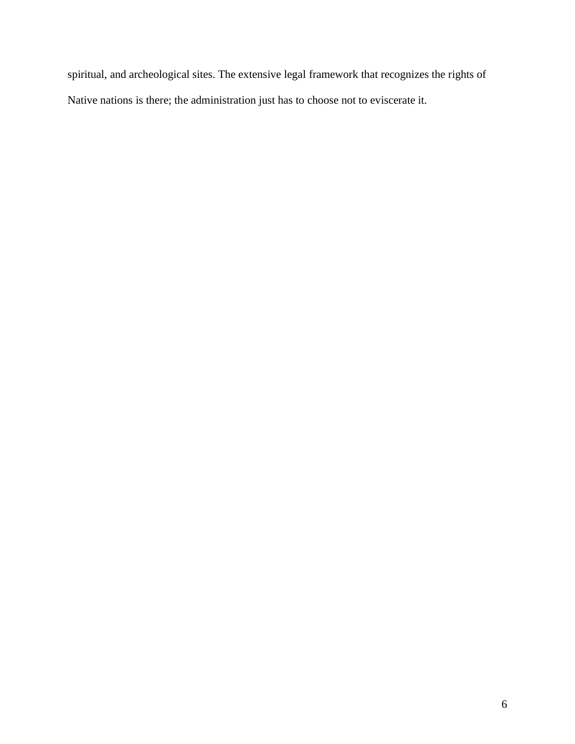spiritual, and archeological sites. The extensive legal framework that recognizes the rights of Native nations is there; the administration just has to choose not to eviscerate it.